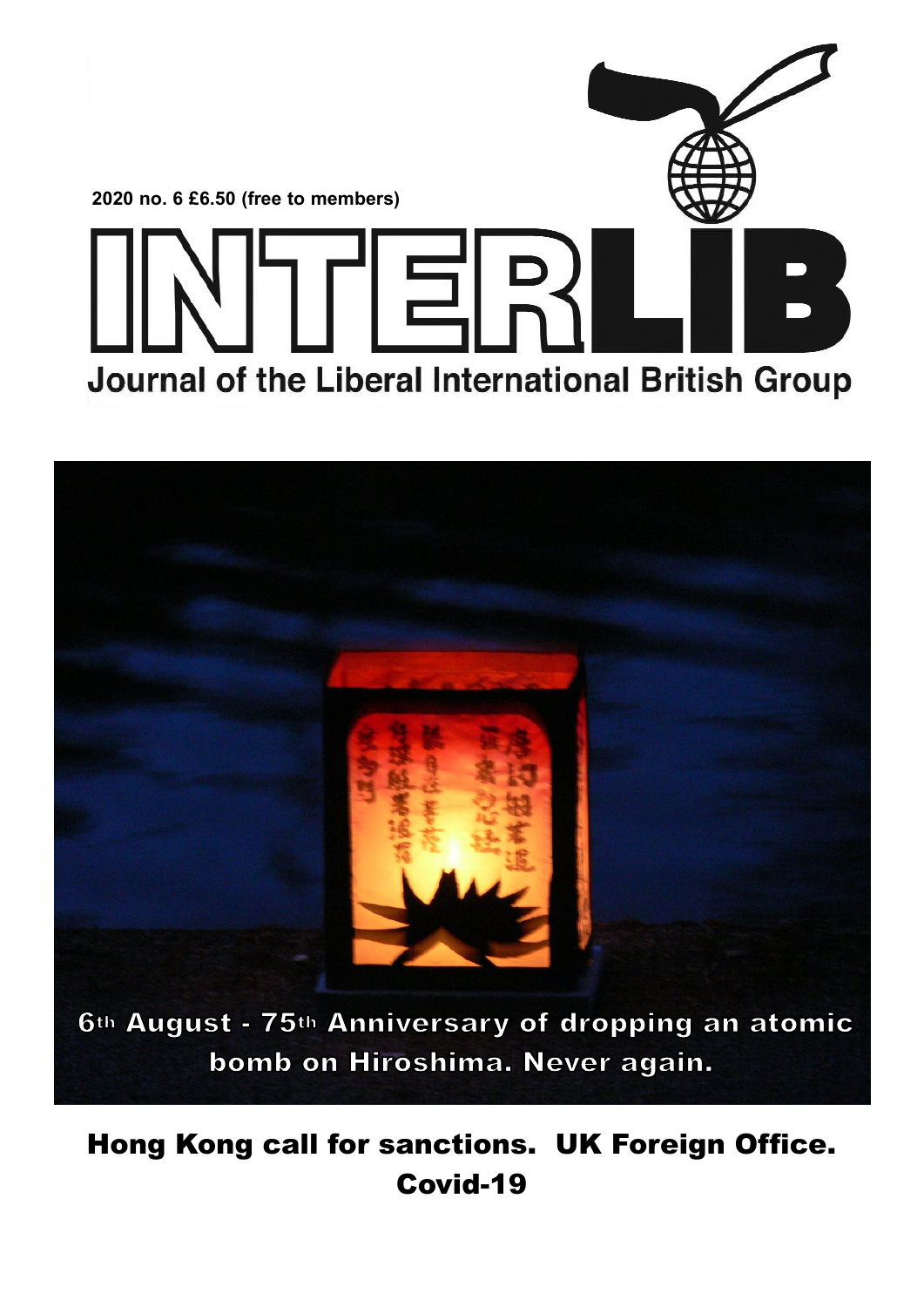2020 no. 6 £6.50 (free to members)

# INTERLIB

Journal of the Liberal International British Group

6th August - 75th Anniversary of dropping an atomic bomb on Hiroshima. Never again.

## Hong Kong call for sanctions. UK Foreign Office. Covid-19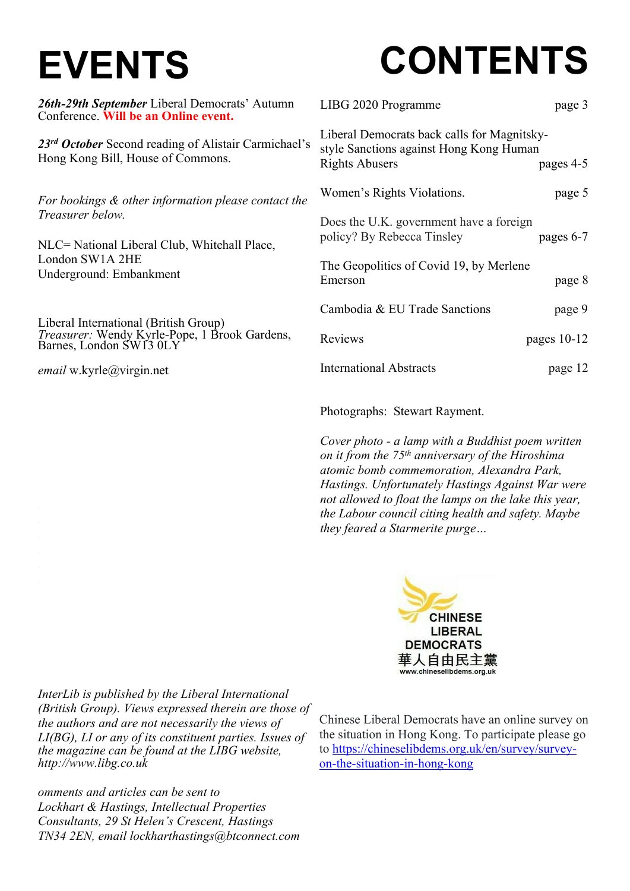# EVENTS

***26th-29th September*** Liberal Democrats' Autumn Conference. **Will be an Online event.**

***23rd October*** Second reading of Alistair Carmichael's Hong Kong Bill, House of Commons.

*For bookings & other information please contact the Treasurer below.*

NLC= National Liberal Club, Whitehall Place, London SW1A 2HE
Underground: Embankment

Liberal International (British Group)
*Treasurer:* Wendy Kyrle-Pope, 1 Brook Gardens, Barnes, London SW13 0LY

*email* w.kyrle@virgin.net

*InterLib is published by the Liberal International (British Group). Views expressed therein are those of the authors and are not necessarily the views of LI(BG), LI or any of its constituent parties. Issues of the magazine can be found at the LIBG website, http://www.libg.co.uk*

*omments and articles can be sent to Lockhart & Hastings, Intellectual Properties Consultants, 29 St Helen's Crescent, Hastings TN34 2EN, email lockharthastings@btconnect.com*

# CONTENTS

| | |
|---|---|
| LIBG 2020 Programme | page 3 |
| Liberal Democrats back calls for Magnitsky-style Sanctions against Hong Kong Human Rights Abusers | pages 4-5 |
| Women's Rights Violations. | page 5 |
| Does the U.K. government have a foreign policy? By Rebecca Tinsley | pages 6-7 |
| The Geopolitics of Covid 19, by Merlene Emerson | page 8 |
| Cambodia & EU Trade Sanctions | page 9 |
| Reviews | pages 10-12 |
| International Abstracts | page 12 |

Photographs: Stewart Rayment.

*Cover photo - a lamp with a Buddhist poem written on it from the 75th anniversary of the Hiroshima atomic bomb commemoration, Alexandra Park, Hastings. Unfortunately Hastings Against War were not allowed to float the lamps on the lake this year, the Labour council citing health and safety. Maybe they feared a Starmerite purge…*

CHINESE LIBERAL DEMOCRATS
華人自由民主黨
www.chineselibdems.org.uk

Chinese Liberal Democrats have an online survey on the situation in Hong Kong. To participate please go to https://chineselibdems.org.uk/en/survey/survey-on-the-situation-in-hong-kong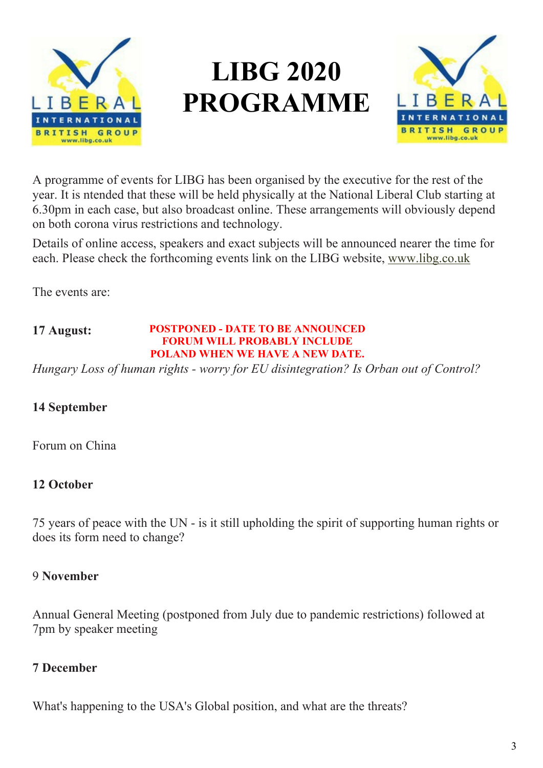# LIBG 2020 PROGRAMME

A programme of events for LIBG has been organised by the executive for the rest of the year. It is ntended that these will be held physically at the National Liberal Club starting at 6.30pm in each case, but also broadcast online. These arrangements will obviously depend on both corona virus restrictions and technology.

Details of online access, speakers and exact subjects will be announced nearer the time for each. Please check the forthcoming events link on the LIBG website, www.libg.co.uk

The events are:

**17 August:** **POSTPONED - DATE TO BE ANNOUNCED FORUM WILL PROBABLY INCLUDE POLAND WHEN WE HAVE A NEW DATE.**

*Hungary Loss of human rights - worry for EU disintegration? Is Orban out of Control?*

**14 September**

Forum on China

**12 October**

75 years of peace with the UN - is it still upholding the spirit of supporting human rights or does its form need to change?

9 **November**

Annual General Meeting (postponed from July due to pandemic restrictions) followed at 7pm by speaker meeting

**7 December**

What's happening to the USA's Global position, and what are the threats?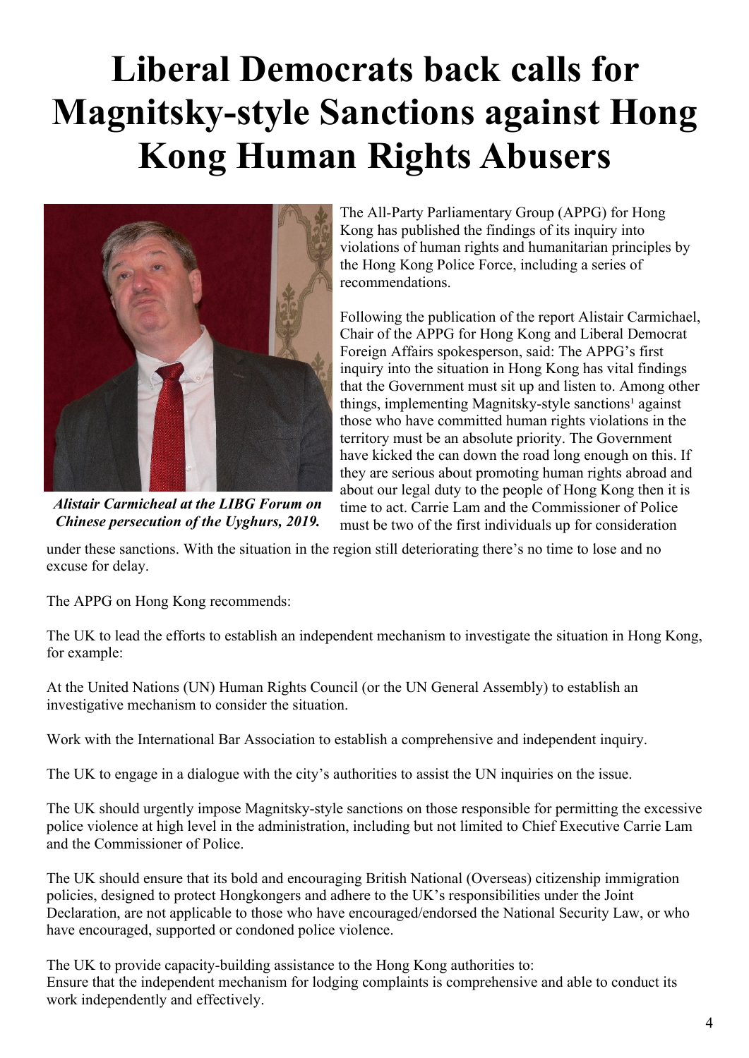# Liberal Democrats back calls for Magnitsky-style Sanctions against Hong Kong Human Rights Abusers

*Alistair Carmicheal at the LIBG Forum on Chinese persecution of the Uyghurs, 2019.*

The All-Party Parliamentary Group (APPG) for Hong Kong has published the findings of its inquiry into violations of human rights and humanitarian principles by the Hong Kong Police Force, including a series of recommendations.

Following the publication of the report Alistair Carmichael, Chair of the APPG for Hong Kong and Liberal Democrat Foreign Affairs spokesperson, said: The APPG's first inquiry into the situation in Hong Kong has vital findings that the Government must sit up and listen to. Among other things, implementing Magnitsky-style sanctions[1] against those who have committed human rights violations in the territory must be an absolute priority. The Government have kicked the can down the road long enough on this. If they are serious about promoting human rights abroad and about our legal duty to the people of Hong Kong then it is time to act. Carrie Lam and the Commissioner of Police must be two of the first individuals up for consideration under these sanctions. With the situation in the region still deteriorating there's no time to lose and no excuse for delay.

The APPG on Hong Kong recommends:

The UK to lead the efforts to establish an independent mechanism to investigate the situation in Hong Kong, for example:

At the United Nations (UN) Human Rights Council (or the UN General Assembly) to establish an investigative mechanism to consider the situation.

Work with the International Bar Association to establish a comprehensive and independent inquiry.

The UK to engage in a dialogue with the city's authorities to assist the UN inquiries on the issue.

The UK should urgently impose Magnitsky-style sanctions on those responsible for permitting the excessive police violence at high level in the administration, including but not limited to Chief Executive Carrie Lam and the Commissioner of Police.

The UK should ensure that its bold and encouraging British National (Overseas) citizenship immigration policies, designed to protect Hongkongers and adhere to the UK's responsibilities under the Joint Declaration, are not applicable to those who have encouraged/endorsed the National Security Law, or who have encouraged, supported or condoned police violence.

The UK to provide capacity-building assistance to the Hong Kong authorities to:
Ensure that the independent mechanism for lodging complaints is comprehensive and able to conduct its work independently and effectively.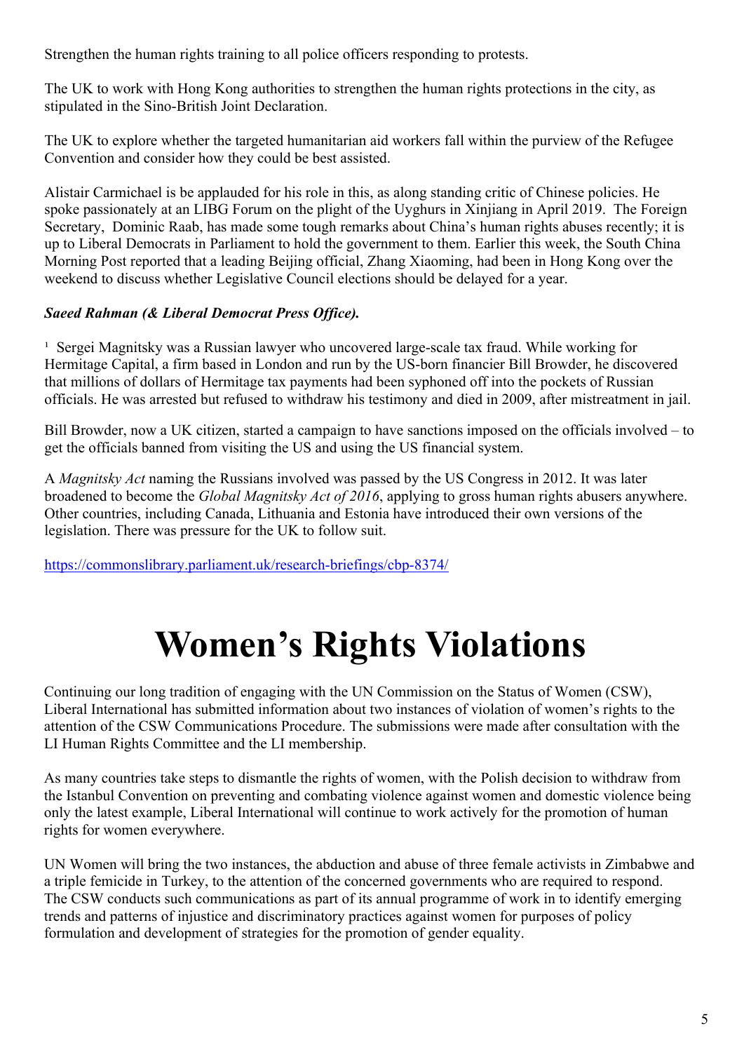Strengthen the human rights training to all police officers responding to protests.

The UK to work with Hong Kong authorities to strengthen the human rights protections in the city, as stipulated in the Sino-British Joint Declaration.

The UK to explore whether the targeted humanitarian aid workers fall within the purview of the Refugee Convention and consider how they could be best assisted.

Alistair Carmichael is be applauded for his role in this, as along standing critic of Chinese policies. He spoke passionately at an LIBG Forum on the plight of the Uyghurs in Xinjiang in April 2019. The Foreign Secretary, Dominic Raab, has made some tough remarks about China's human rights abuses recently; it is up to Liberal Democrats in Parliament to hold the government to them. Earlier this week, the South China Morning Post reported that a leading Beijing official, Zhang Xiaoming, had been in Hong Kong over the weekend to discuss whether Legislative Council elections should be delayed for a year.

***Saeed Rahman (& Liberal Democrat Press Office).***

[1] Sergei Magnitsky was a Russian lawyer who uncovered large-scale tax fraud. While working for Hermitage Capital, a firm based in London and run by the US-born financier Bill Browder, he discovered that millions of dollars of Hermitage tax payments had been syphoned off into the pockets of Russian officials. He was arrested but refused to withdraw his testimony and died in 2009, after mistreatment in jail.

Bill Browder, now a UK citizen, started a campaign to have sanctions imposed on the officials involved – to get the officials banned from visiting the US and using the US financial system.

A *Magnitsky Act* naming the Russians involved was passed by the US Congress in 2012. It was later broadened to become the *Global Magnitsky Act of 2016*, applying to gross human rights abusers anywhere. Other countries, including Canada, Lithuania and Estonia have introduced their own versions of the legislation. There was pressure for the UK to follow suit.

https://commonslibrary.parliament.uk/research-briefings/cbp-8374/

# Women's Rights Violations

Continuing our long tradition of engaging with the UN Commission on the Status of Women (CSW), Liberal International has submitted information about two instances of violation of women's rights to the attention of the CSW Communications Procedure. The submissions were made after consultation with the LI Human Rights Committee and the LI membership.

As many countries take steps to dismantle the rights of women, with the Polish decision to withdraw from the Istanbul Convention on preventing and combating violence against women and domestic violence being only the latest example, Liberal International will continue to work actively for the promotion of human rights for women everywhere.

UN Women will bring the two instances, the abduction and abuse of three female activists in Zimbabwe and a triple femicide in Turkey, to the attention of the concerned governments who are required to respond. The CSW conducts such communications as part of its annual programme of work in to identify emerging trends and patterns of injustice and discriminatory practices against women for purposes of policy formulation and development of strategies for the promotion of gender equality.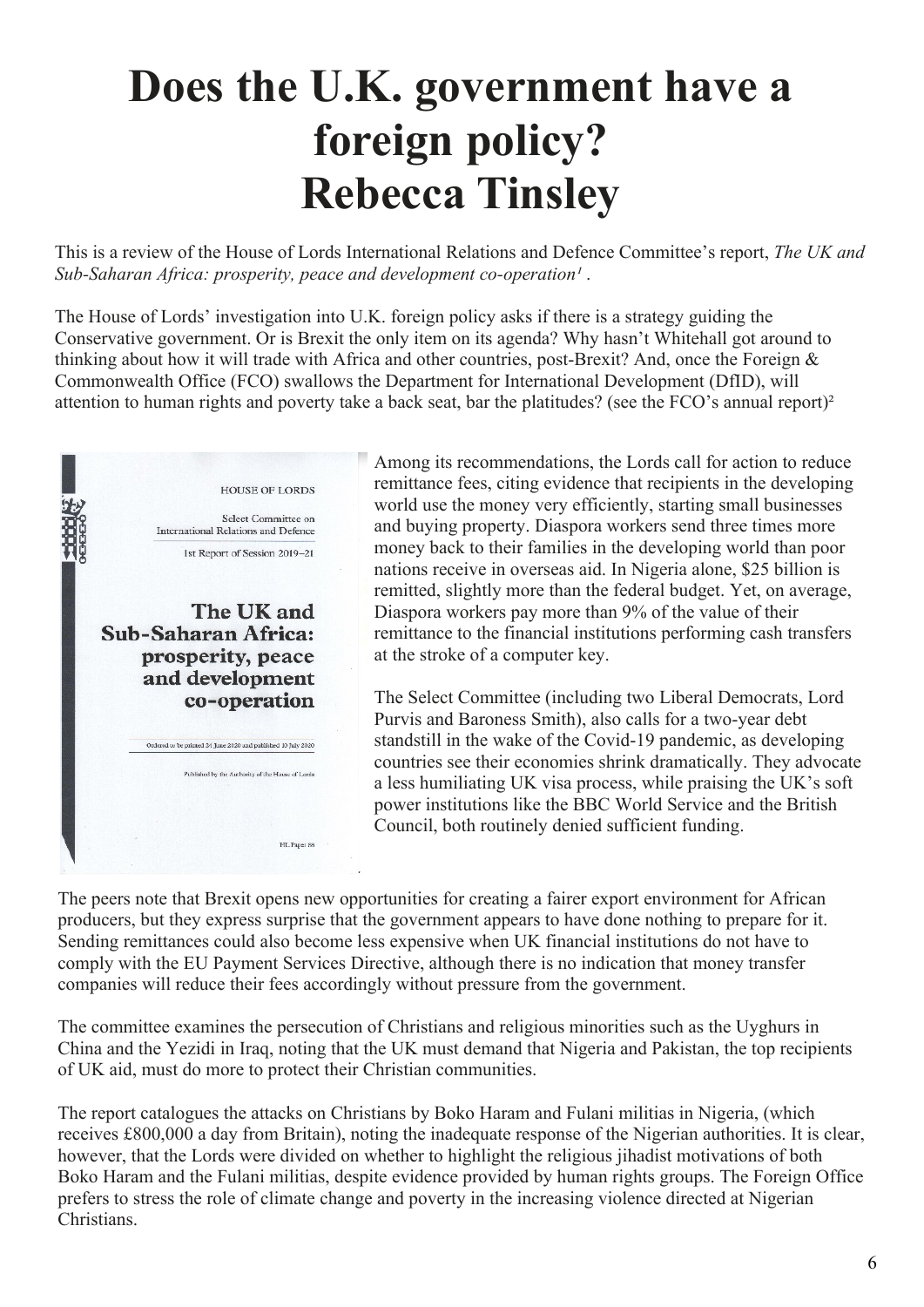# Does the U.K. government have a foreign policy?
# Rebecca Tinsley

This is a review of the House of Lords International Relations and Defence Committee's report, *The UK and Sub-Saharan Africa: prosperity, peace and development co-operation*[1] .

The House of Lords' investigation into U.K. foreign policy asks if there is a strategy guiding the Conservative government. Or is Brexit the only item on its agenda? Why hasn't Whitehall got around to thinking about how it will trade with Africa and other countries, post-Brexit? And, once the Foreign & Commonwealth Office (FCO) swallows the Department for International Development (DfID), will attention to human rights and poverty take a back seat, bar the platitudes? (see the FCO's annual report)[2]

Among its recommendations, the Lords call for action to reduce remittance fees, citing evidence that recipients in the developing world use the money very efficiently, starting small businesses and buying property. Diaspora workers send three times more money back to their families in the developing world than poor nations receive in overseas aid. In Nigeria alone, $25 billion is remitted, slightly more than the federal budget. Yet, on average, Diaspora workers pay more than 9% of the value of their remittance to the financial institutions performing cash transfers at the stroke of a computer key.

The Select Committee (including two Liberal Democrats, Lord Purvis and Baroness Smith), also calls for a two-year debt standstill in the wake of the Covid-19 pandemic, as developing countries see their economies shrink dramatically. They advocate a less humiliating UK visa process, while praising the UK's soft power institutions like the BBC World Service and the British Council, both routinely denied sufficient funding.

The peers note that Brexit opens new opportunities for creating a fairer export environment for African producers, but they express surprise that the government appears to have done nothing to prepare for it. Sending remittances could also become less expensive when UK financial institutions do not have to comply with the EU Payment Services Directive, although there is no indication that money transfer companies will reduce their fees accordingly without pressure from the government.

The committee examines the persecution of Christians and religious minorities such as the Uyghurs in China and the Yezidi in Iraq, noting that the UK must demand that Nigeria and Pakistan, the top recipients of UK aid, must do more to protect their Christian communities.

The report catalogues the attacks on Christians by Boko Haram and Fulani militias in Nigeria, (which receives £800,000 a day from Britain), noting the inadequate response of the Nigerian authorities. It is clear, however, that the Lords were divided on whether to highlight the religious jihadist motivations of both Boko Haram and the Fulani militias, despite evidence provided by human rights groups. The Foreign Office prefers to stress the role of climate change and poverty in the increasing violence directed at Nigerian Christians.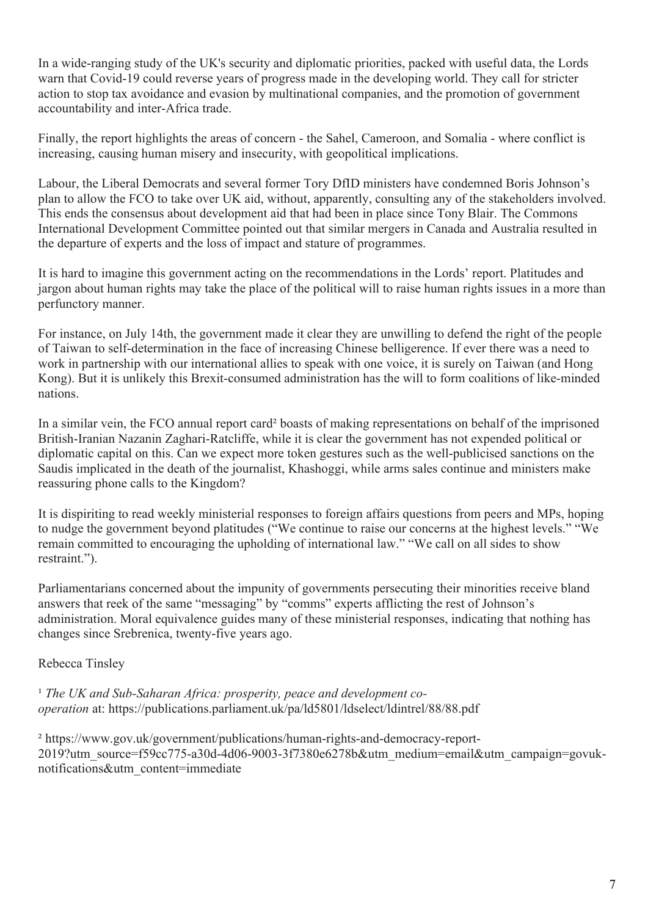In a wide-ranging study of the UK's security and diplomatic priorities, packed with useful data, the Lords warn that Covid-19 could reverse years of progress made in the developing world. They call for stricter action to stop tax avoidance and evasion by multinational companies, and the promotion of government accountability and inter-Africa trade.

Finally, the report highlights the areas of concern - the Sahel, Cameroon, and Somalia - where conflict is increasing, causing human misery and insecurity, with geopolitical implications.

Labour, the Liberal Democrats and several former Tory DfID ministers have condemned Boris Johnson's plan to allow the FCO to take over UK aid, without, apparently, consulting any of the stakeholders involved. This ends the consensus about development aid that had been in place since Tony Blair. The Commons International Development Committee pointed out that similar mergers in Canada and Australia resulted in the departure of experts and the loss of impact and stature of programmes.

It is hard to imagine this government acting on the recommendations in the Lords' report. Platitudes and jargon about human rights may take the place of the political will to raise human rights issues in a more than perfunctory manner.

For instance, on July 14th, the government made it clear they are unwilling to defend the right of the people of Taiwan to self-determination in the face of increasing Chinese belligerence. If ever there was a need to work in partnership with our international allies to speak with one voice, it is surely on Taiwan (and Hong Kong). But it is unlikely this Brexit-consumed administration has the will to form coalitions of like-minded nations.

In a similar vein, the FCO annual report card[2] boasts of making representations on behalf of the imprisoned British-Iranian Nazanin Zaghari-Ratcliffe, while it is clear the government has not expended political or diplomatic capital on this. Can we expect more token gestures such as the well-publicised sanctions on the Saudis implicated in the death of the journalist, Khashoggi, while arms sales continue and ministers make reassuring phone calls to the Kingdom?

It is dispiriting to read weekly ministerial responses to foreign affairs questions from peers and MPs, hoping to nudge the government beyond platitudes ("We continue to raise our concerns at the highest levels." "We remain committed to encouraging the upholding of international law." "We call on all sides to show restraint.").

Parliamentarians concerned about the impunity of governments persecuting their minorities receive bland answers that reek of the same "messaging" by "comms" experts afflicting the rest of Johnson's administration. Moral equivalence guides many of these ministerial responses, indicating that nothing has changes since Srebrenica, twenty-five years ago.

Rebecca Tinsley

[1] *The UK and Sub-Saharan Africa: prosperity, peace and development co-operation* at: https://publications.parliament.uk/pa/ld5801/ldselect/ldintrel/88/88.pdf

[2] https://www.gov.uk/government/publications/human-rights-and-democracy-report-2019?utm_source=f59cc775-a30d-4d06-9003-3f7380e6278b&utm_medium=email&utm_campaign=govuk-notifications&utm_content=immediate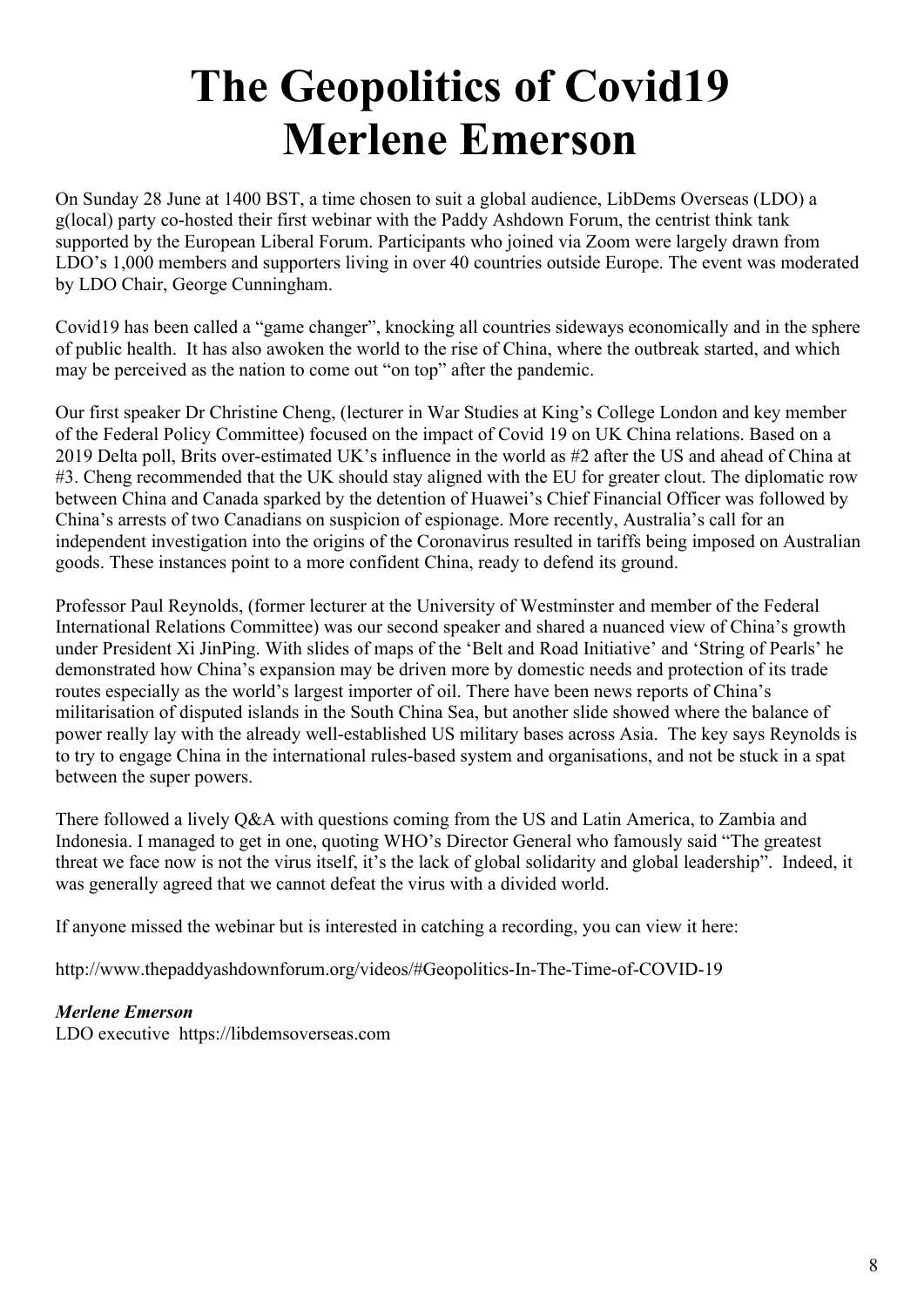# The Geopolitics of Covid19
# Merlene Emerson

On Sunday 28 June at 1400 BST, a time chosen to suit a global audience, LibDems Overseas (LDO) a g(local) party co-hosted their first webinar with the Paddy Ashdown Forum, the centrist think tank supported by the European Liberal Forum. Participants who joined via Zoom were largely drawn from LDO's 1,000 members and supporters living in over 40 countries outside Europe. The event was moderated by LDO Chair, George Cunningham.

Covid19 has been called a "game changer", knocking all countries sideways economically and in the sphere of public health. It has also awoken the world to the rise of China, where the outbreak started, and which may be perceived as the nation to come out "on top" after the pandemic.

Our first speaker Dr Christine Cheng, (lecturer in War Studies at King's College London and key member of the Federal Policy Committee) focused on the impact of Covid 19 on UK China relations. Based on a 2019 Delta poll, Brits over-estimated UK's influence in the world as #2 after the US and ahead of China at #3. Cheng recommended that the UK should stay aligned with the EU for greater clout. The diplomatic row between China and Canada sparked by the detention of Huawei's Chief Financial Officer was followed by China's arrests of two Canadians on suspicion of espionage. More recently, Australia's call for an independent investigation into the origins of the Coronavirus resulted in tariffs being imposed on Australian goods. These instances point to a more confident China, ready to defend its ground.

Professor Paul Reynolds, (former lecturer at the University of Westminster and member of the Federal International Relations Committee) was our second speaker and shared a nuanced view of China's growth under President Xi JinPing. With slides of maps of the 'Belt and Road Initiative' and 'String of Pearls' he demonstrated how China's expansion may be driven more by domestic needs and protection of its trade routes especially as the world's largest importer of oil. There have been news reports of China's militarisation of disputed islands in the South China Sea, but another slide showed where the balance of power really lay with the already well-established US military bases across Asia. The key says Reynolds is to try to engage China in the international rules-based system and organisations, and not be stuck in a spat between the super powers.

There followed a lively Q&A with questions coming from the US and Latin America, to Zambia and Indonesia. I managed to get in one, quoting WHO's Director General who famously said "The greatest threat we face now is not the virus itself, it's the lack of global solidarity and global leadership". Indeed, it was generally agreed that we cannot defeat the virus with a divided world.

If anyone missed the webinar but is interested in catching a recording, you can view it here:

http://www.thepaddyashdownforum.org/videos/#Geopolitics-In-The-Time-of-COVID-19

***Merlene Emerson***
LDO executive https://libdemsoverseas.com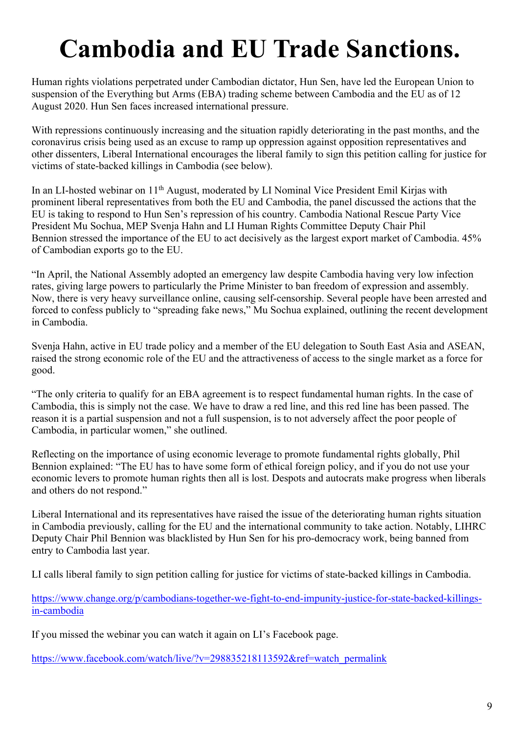# Cambodia and EU Trade Sanctions.

Human rights violations perpetrated under Cambodian dictator, Hun Sen, have led the European Union to suspension of the Everything but Arms (EBA) trading scheme between Cambodia and the EU as of 12 August 2020. Hun Sen faces increased international pressure.

With repressions continuously increasing and the situation rapidly deteriorating in the past months, and the coronavirus crisis being used as an excuse to ramp up oppression against opposition representatives and other dissenters, Liberal International encourages the liberal family to sign this petition calling for justice for victims of state-backed killings in Cambodia (see below).

In an LI-hosted webinar on 11th August, moderated by LI Nominal Vice President Emil Kirjas with prominent liberal representatives from both the EU and Cambodia, the panel discussed the actions that the EU is taking to respond to Hun Sen's repression of his country. Cambodia National Rescue Party Vice President Mu Sochua, MEP Svenja Hahn and LI Human Rights Committee Deputy Chair Phil Bennion stressed the importance of the EU to act decisively as the largest export market of Cambodia. 45% of Cambodian exports go to the EU.

"In April, the National Assembly adopted an emergency law despite Cambodia having very low infection rates, giving large powers to particularly the Prime Minister to ban freedom of expression and assembly. Now, there is very heavy surveillance online, causing self-censorship. Several people have been arrested and forced to confess publicly to "spreading fake news," Mu Sochua explained, outlining the recent development in Cambodia.

Svenja Hahn, active in EU trade policy and a member of the EU delegation to South East Asia and ASEAN, raised the strong economic role of the EU and the attractiveness of access to the single market as a force for good.

"The only criteria to qualify for an EBA agreement is to respect fundamental human rights. In the case of Cambodia, this is simply not the case. We have to draw a red line, and this red line has been passed. The reason it is a partial suspension and not a full suspension, is to not adversely affect the poor people of Cambodia, in particular women," she outlined.

Reflecting on the importance of using economic leverage to promote fundamental rights globally, Phil Bennion explained: "The EU has to have some form of ethical foreign policy, and if you do not use your economic levers to promote human rights then all is lost. Despots and autocrats make progress when liberals and others do not respond."

Liberal International and its representatives have raised the issue of the deteriorating human rights situation in Cambodia previously, calling for the EU and the international community to take action. Notably, LIHRC Deputy Chair Phil Bennion was blacklisted by Hun Sen for his pro-democracy work, being banned from entry to Cambodia last year.

LI calls liberal family to sign petition calling for justice for victims of state-backed killings in Cambodia.

https://www.change.org/p/cambodians-together-we-fight-to-end-impunity-justice-for-state-backed-killings-in-cambodia

If you missed the webinar you can watch it again on LI's Facebook page.

https://www.facebook.com/watch/live/?v=298835218113592&ref=watch_permalink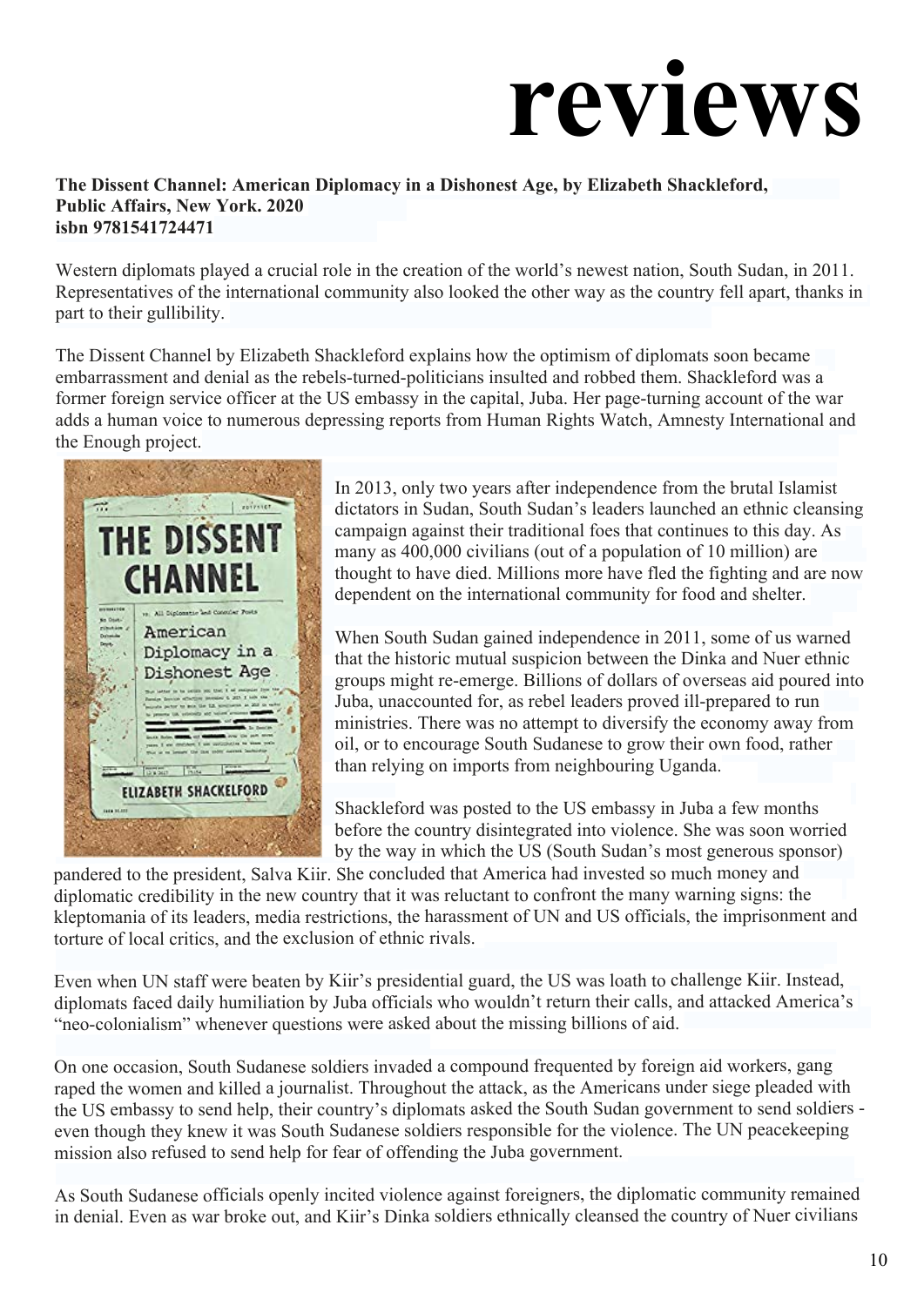# reviews

**The Dissent Channel: American Diplomacy in a Dishonest Age, by Elizabeth Shackleford, Public Affairs, New York. 2020**
**isbn 9781541724471**

Western diplomats played a crucial role in the creation of the world's newest nation, South Sudan, in 2011. Representatives of the international community also looked the other way as the country fell apart, thanks in part to their gullibility.

The Dissent Channel by Elizabeth Shackleford explains how the optimism of diplomats soon became embarrassment and denial as the rebels-turned-politicians insulted and robbed them. Shackleford was a former foreign service officer at the US embassy in the capital, Juba. Her page-turning account of the war adds a human voice to numerous depressing reports from Human Rights Watch, Amnesty International and the Enough project.

In 2013, only two years after independence from the brutal Islamist dictators in Sudan, South Sudan's leaders launched an ethnic cleansing campaign against their traditional foes that continues to this day. As many as 400,000 civilians (out of a population of 10 million) are thought to have died. Millions more have fled the fighting and are now dependent on the international community for food and shelter.

When South Sudan gained independence in 2011, some of us warned that the historic mutual suspicion between the Dinka and Nuer ethnic groups might re-emerge. Billions of dollars of overseas aid poured into Juba, unaccounted for, as rebel leaders proved ill-prepared to run ministries. There was no attempt to diversify the economy away from oil, or to encourage South Sudanese to grow their own food, rather than relying on imports from neighbouring Uganda.

Shackleford was posted to the US embassy in Juba a few months before the country disintegrated into violence. She was soon worried by the way in which the US (South Sudan's most generous sponsor) pandered to the president, Salva Kiir. She concluded that America had invested so much money and diplomatic credibility in the new country that it was reluctant to confront the many warning signs: the kleptomania of its leaders, media restrictions, the harassment of UN and US officials, the imprisonment and torture of local critics, and the exclusion of ethnic rivals.

Even when UN staff were beaten by Kiir's presidential guard, the US was loath to challenge Kiir. Instead, diplomats faced daily humiliation by Juba officials who wouldn't return their calls, and attacked America's "neo-colonialism" whenever questions were asked about the missing billions of aid.

On one occasion, South Sudanese soldiers invaded a compound frequented by foreign aid workers, gang raped the women and killed a journalist. Throughout the attack, as the Americans under siege pleaded with the US embassy to send help, their country's diplomats asked the South Sudan government to send soldiers - even though they knew it was South Sudanese soldiers responsible for the violence. The UN peacekeeping mission also refused to send help for fear of offending the Juba government.

As South Sudanese officials openly incited violence against foreigners, the diplomatic community remained in denial. Even as war broke out, and Kiir's Dinka soldiers ethnically cleansed the country of Nuer civilians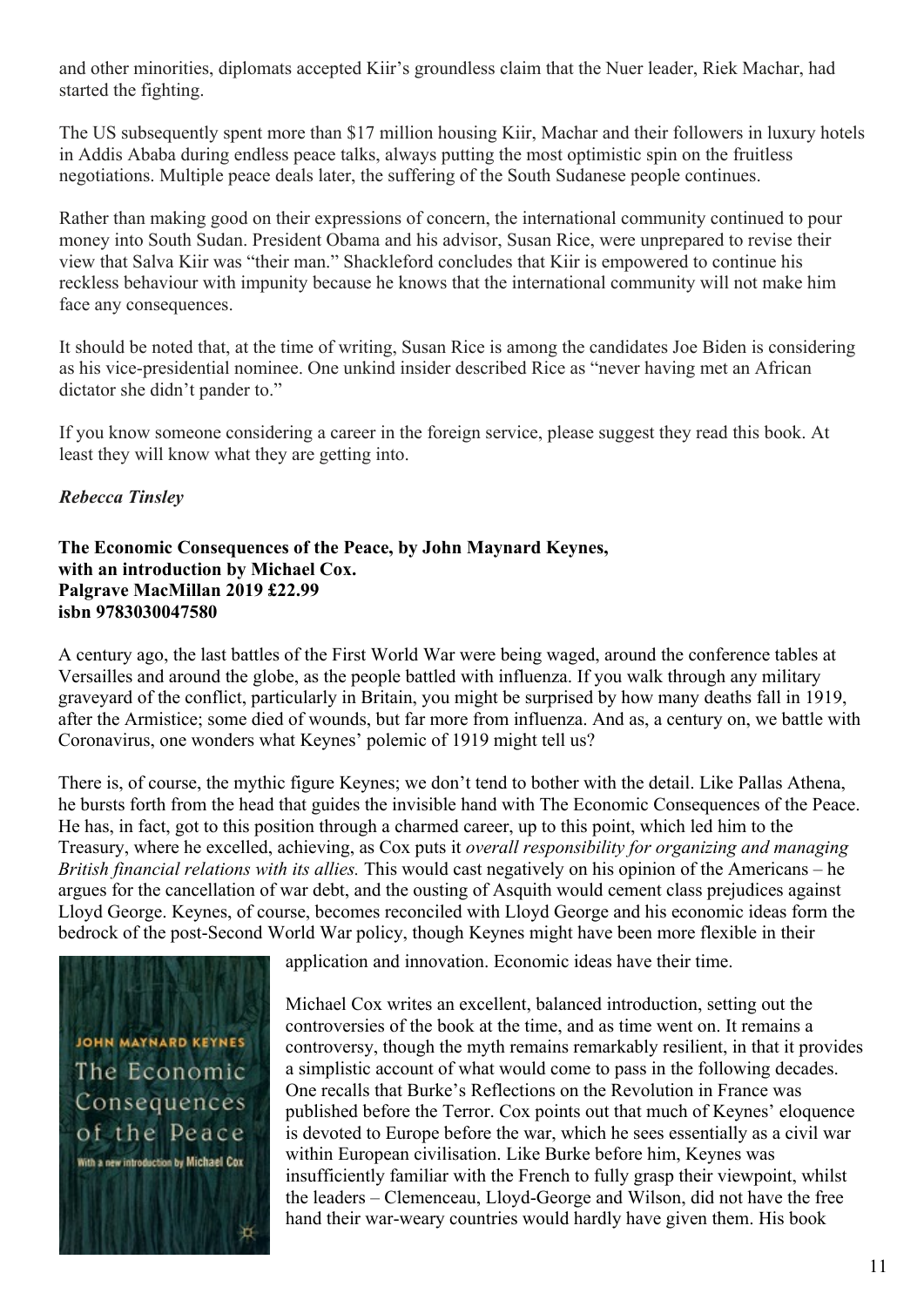and other minorities, diplomats accepted Kiir's groundless claim that the Nuer leader, Riek Machar, had started the fighting.

The US subsequently spent more than $17 million housing Kiir, Machar and their followers in luxury hotels in Addis Ababa during endless peace talks, always putting the most optimistic spin on the fruitless negotiations. Multiple peace deals later, the suffering of the South Sudanese people continues.

Rather than making good on their expressions of concern, the international community continued to pour money into South Sudan. President Obama and his advisor, Susan Rice, were unprepared to revise their view that Salva Kiir was "their man." Shackleford concludes that Kiir is empowered to continue his reckless behaviour with impunity because he knows that the international community will not make him face any consequences.

It should be noted that, at the time of writing, Susan Rice is among the candidates Joe Biden is considering as his vice-presidential nominee. One unkind insider described Rice as "never having met an African dictator she didn't pander to."

If you know someone considering a career in the foreign service, please suggest they read this book. At least they will know what they are getting into.

***Rebecca Tinsley***

**The Economic Consequences of the Peace, by John Maynard Keynes, with an introduction by Michael Cox.**
**Palgrave MacMillan 2019 £22.99**
**isbn 9783030047580**

A century ago, the last battles of the First World War were being waged, around the conference tables at Versailles and around the globe, as the people battled with influenza. If you walk through any military graveyard of the conflict, particularly in Britain, you might be surprised by how many deaths fall in 1919, after the Armistice; some died of wounds, but far more from influenza. And as, a century on, we battle with Coronavirus, one wonders what Keynes' polemic of 1919 might tell us?

There is, of course, the mythic figure Keynes; we don't tend to bother with the detail. Like Pallas Athena, he bursts forth from the head that guides the invisible hand with The Economic Consequences of the Peace. He has, in fact, got to this position through a charmed career, up to this point, which led him to the Treasury, where he excelled, achieving, as Cox puts it *overall responsibility for organizing and managing British financial relations with its allies.* This would cast negatively on his opinion of the Americans – he argues for the cancellation of war debt, and the ousting of Asquith would cement class prejudices against Lloyd George. Keynes, of course, becomes reconciled with Lloyd George and his economic ideas form the bedrock of the post-Second World War policy, though Keynes might have been more flexible in their application and innovation. Economic ideas have their time.

Michael Cox writes an excellent, balanced introduction, setting out the controversies of the book at the time, and as time went on. It remains a controversy, though the myth remains remarkably resilient, in that it provides a simplistic account of what would come to pass in the following decades. One recalls that Burke's Reflections on the Revolution in France was published before the Terror. Cox points out that much of Keynes' eloquence is devoted to Europe before the war, which he sees essentially as a civil war within European civilisation. Like Burke before him, Keynes was insufficiently familiar with the French to fully grasp their viewpoint, whilst the leaders – Clemenceau, Lloyd-George and Wilson, did not have the free hand their war-weary countries would hardly have given them. His book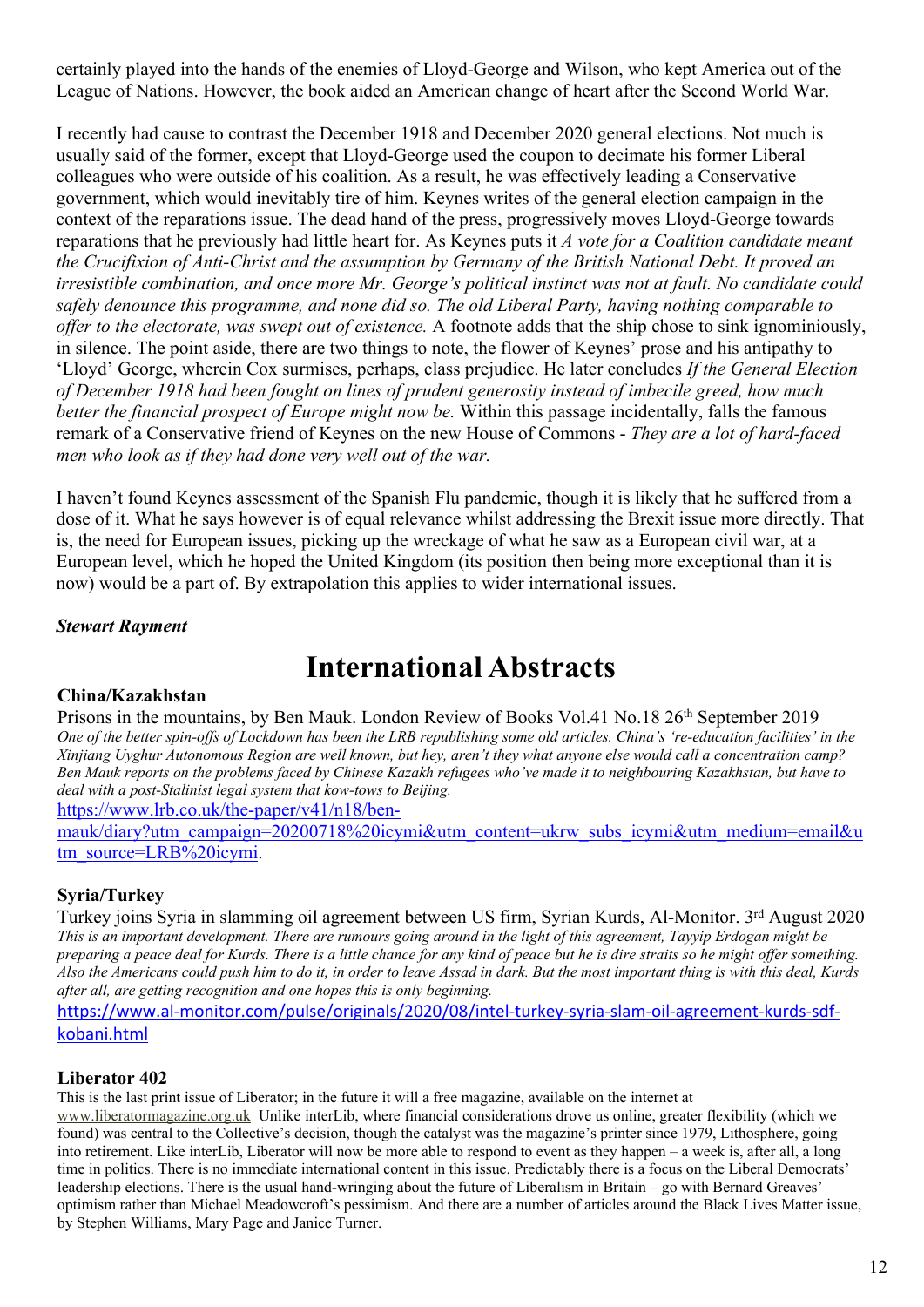certainly played into the hands of the enemies of Lloyd-George and Wilson, who kept America out of the League of Nations. However, the book aided an American change of heart after the Second World War.

I recently had cause to contrast the December 1918 and December 2020 general elections. Not much is usually said of the former, except that Lloyd-George used the coupon to decimate his former Liberal colleagues who were outside of his coalition. As a result, he was effectively leading a Conservative government, which would inevitably tire of him. Keynes writes of the general election campaign in the context of the reparations issue. The dead hand of the press, progressively moves Lloyd-George towards reparations that he previously had little heart for. As Keynes puts it *A vote for a Coalition candidate meant the Crucifixion of Anti-Christ and the assumption by Germany of the British National Debt. It proved an irresistible combination, and once more Mr. George's political instinct was not at fault. No candidate could safely denounce this programme, and none did so. The old Liberal Party, having nothing comparable to offer to the electorate, was swept out of existence.* A footnote adds that the ship chose to sink ignominiously, in silence. The point aside, there are two things to note, the flower of Keynes' prose and his antipathy to 'Lloyd' George, wherein Cox surmises, perhaps, class prejudice. He later concludes *If the General Election of December 1918 had been fought on lines of prudent generosity instead of imbecile greed, how much better the financial prospect of Europe might now be.* Within this passage incidentally, falls the famous remark of a Conservative friend of Keynes on the new House of Commons - *They are a lot of hard-faced men who look as if they had done very well out of the war.*

I haven't found Keynes assessment of the Spanish Flu pandemic, though it is likely that he suffered from a dose of it. What he says however is of equal relevance whilst addressing the Brexit issue more directly. That is, the need for European issues, picking up the wreckage of what he saw as a European civil war, at a European level, which he hoped the United Kingdom (its position then being more exceptional than it is now) would be a part of. By extrapolation this applies to wider international issues.

***Stewart Rayment***

# International Abstracts

**China/Kazakhstan**

Prisons in the mountains, by Ben Mauk. London Review of Books Vol.41 No.18 26th September 2019

*One of the better spin-offs of Lockdown has been the LRB republishing some old articles. China's 're-education facilities' in the Xinjiang Uyghur Autonomous Region are well known, but hey, aren't they what anyone else would call a concentration camp? Ben Mauk reports on the problems faced by Chinese Kazakh refugees who've made it to neighbouring Kazakhstan, but have to deal with a post-Stalinist legal system that kow-tows to Beijing.*

https://www.lrb.co.uk/the-paper/v41/n18/ben-mauk/diary?utm_campaign=20200718%20icymi&utm_content=ukrw_subs_icymi&utm_medium=email&utm_source=LRB%20icymi.

**Syria/Turkey**

Turkey joins Syria in slamming oil agreement between US firm, Syrian Kurds, Al-Monitor. 3rd August 2020

*This is an important development. There are rumours going around in the light of this agreement, Tayyip Erdogan might be preparing a peace deal for Kurds. There is a little chance for any kind of peace but he is dire straits so he might offer something. Also the Americans could push him to do it, in order to leave Assad in dark. But the most important thing is with this deal, Kurds after all, are getting recognition and one hopes this is only beginning.*

https://www.al-monitor.com/pulse/originals/2020/08/intel-turkey-syria-slam-oil-agreement-kurds-sdf-kobani.html

**Liberator 402**

This is the last print issue of Liberator; in the future it will a free magazine, available on the internet at www.liberatormagazine.org.uk Unlike interLib, where financial considerations drove us online, greater flexibility (which we found) was central to the Collective's decision, though the catalyst was the magazine's printer since 1979, Lithosphere, going into retirement. Like interLib, Liberator will now be more able to respond to event as they happen – a week is, after all, a long time in politics. There is no immediate international content in this issue. Predictably there is a focus on the Liberal Democrats' leadership elections. There is the usual hand-wringing about the future of Liberalism in Britain – go with Bernard Greaves' optimism rather than Michael Meadowcroft's pessimism. And there are a number of articles around the Black Lives Matter issue, by Stephen Williams, Mary Page and Janice Turner.